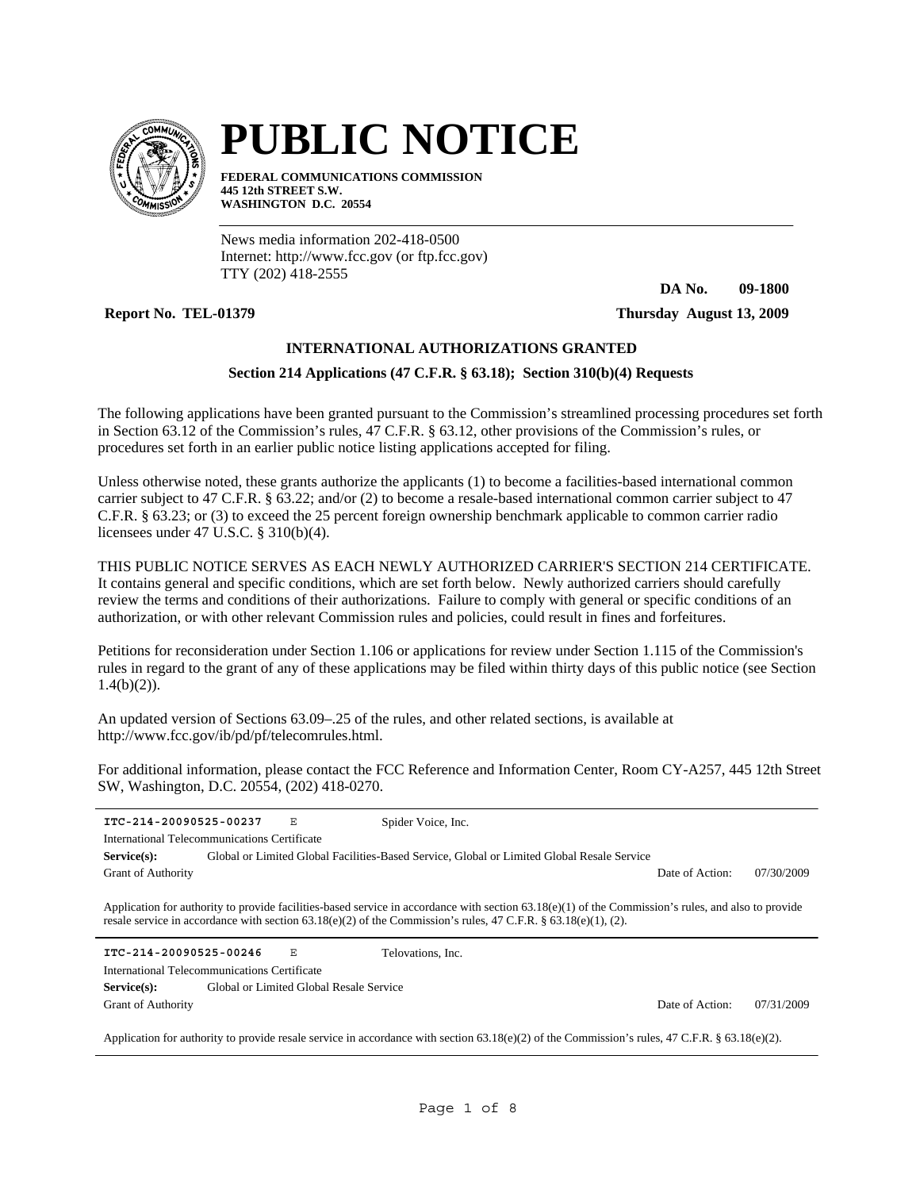# PUBLIC NOTICE

**FEDERAL COMMUNICATIONS COMMISSION**
**445 12th STREET S.W.**
**WASHINGTON D.C. 20554**

News media information 202-418-0500
Internet: http://www.fcc.gov (or ftp.fcc.gov)
TTY (202) 418-2555

**DA No. 09-1800**

**Report No. TEL-01379** **Thursday August 13, 2009**

### INTERNATIONAL AUTHORIZATIONS GRANTED

**Section 214 Applications (47 C.F.R. § 63.18); Section 310(b)(4) Requests**

The following applications have been granted pursuant to the Commission's streamlined processing procedures set forth in Section 63.12 of the Commission's rules, 47 C.F.R. § 63.12, other provisions of the Commission's rules, or procedures set forth in an earlier public notice listing applications accepted for filing.

Unless otherwise noted, these grants authorize the applicants (1) to become a facilities-based international common carrier subject to 47 C.F.R. § 63.22; and/or (2) to become a resale-based international common carrier subject to 47 C.F.R. § 63.23; or (3) to exceed the 25 percent foreign ownership benchmark applicable to common carrier radio licensees under 47 U.S.C. § 310(b)(4).

THIS PUBLIC NOTICE SERVES AS EACH NEWLY AUTHORIZED CARRIER'S SECTION 214 CERTIFICATE. It contains general and specific conditions, which are set forth below. Newly authorized carriers should carefully review the terms and conditions of their authorizations. Failure to comply with general or specific conditions of an authorization, or with other relevant Commission rules and policies, could result in fines and forfeitures.

Petitions for reconsideration under Section 1.106 or applications for review under Section 1.115 of the Commission's rules in regard to the grant of any of these applications may be filed within thirty days of this public notice (see Section 1.4(b)(2)).

An updated version of Sections 63.09–.25 of the rules, and other related sections, is available at http://www.fcc.gov/ib/pd/pf/telecomrules.html.

For additional information, please contact the FCC Reference and Information Center, Room CY-A257, 445 12th Street SW, Washington, D.C. 20554, (202) 418-0270.

---

**ITC-214-20090525-00237** E Spider Voice, Inc.

International Telecommunications Certificate

**Service(s):** Global or Limited Global Facilities-Based Service, Global or Limited Global Resale Service

Grant of Authority Date of Action: 07/30/2009

Application for authority to provide facilities-based service in accordance with section 63.18(e)(1) of the Commission's rules, and also to provide resale service in accordance with section 63.18(e)(2) of the Commission's rules, 47 C.F.R. § 63.18(e)(1), (2).

---

**ITC-214-20090525-00246** E Telovations, Inc.

International Telecommunications Certificate

**Service(s):** Global or Limited Global Resale Service

Grant of Authority Date of Action: 07/31/2009

Application for authority to provide resale service in accordance with section 63.18(e)(2) of the Commission's rules, 47 C.F.R. § 63.18(e)(2).

---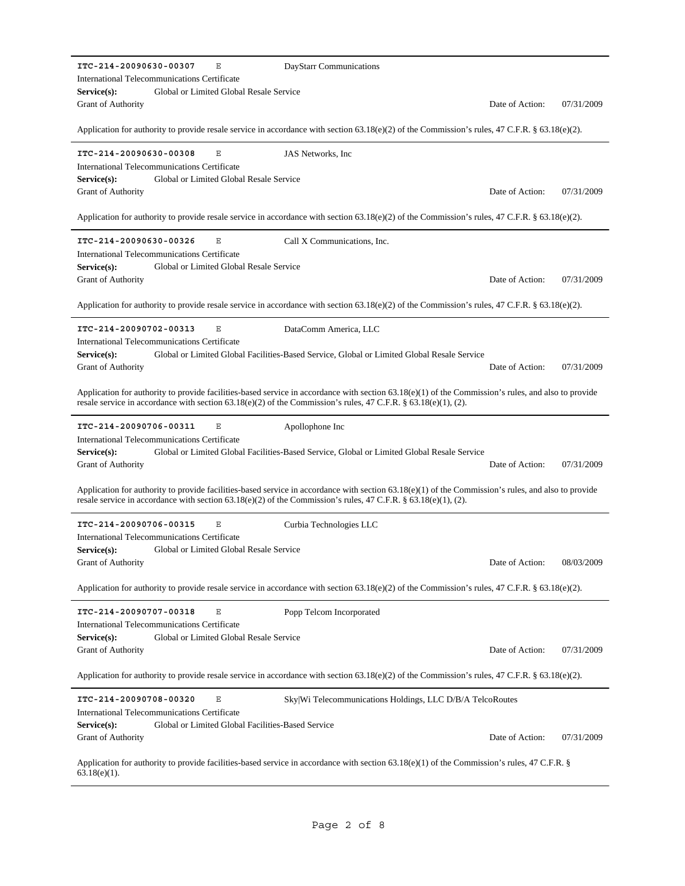**ITC-214-20090630-00307** E DayStarr Communications

International Telecommunications Certificate

**Service(s):** Global or Limited Global Resale Service

Grant of Authority — Date of Action: 07/31/2009

Application for authority to provide resale service in accordance with section 63.18(e)(2) of the Commission's rules, 47 C.F.R. § 63.18(e)(2).

---

**ITC-214-20090630-00308** E JAS Networks, Inc

International Telecommunications Certificate

**Service(s):** Global or Limited Global Resale Service

Grant of Authority — Date of Action: 07/31/2009

Application for authority to provide resale service in accordance with section 63.18(e)(2) of the Commission's rules, 47 C.F.R. § 63.18(e)(2).

---

**ITC-214-20090630-00326** E Call X Communications, Inc.

International Telecommunications Certificate

**Service(s):** Global or Limited Global Resale Service

Grant of Authority — Date of Action: 07/31/2009

Application for authority to provide resale service in accordance with section 63.18(e)(2) of the Commission's rules, 47 C.F.R. § 63.18(e)(2).

---

**ITC-214-20090702-00313** E DataComm America, LLC

International Telecommunications Certificate

**Service(s):** Global or Limited Global Facilities-Based Service, Global or Limited Global Resale Service

Grant of Authority — Date of Action: 07/31/2009

Application for authority to provide facilities-based service in accordance with section 63.18(e)(1) of the Commission's rules, and also to provide resale service in accordance with section 63.18(e)(2) of the Commission's rules, 47 C.F.R. § 63.18(e)(1), (2).

---

**ITC-214-20090706-00311** E Apollophone Inc

International Telecommunications Certificate

**Service(s):** Global or Limited Global Facilities-Based Service, Global or Limited Global Resale Service

Grant of Authority — Date of Action: 07/31/2009

Application for authority to provide facilities-based service in accordance with section 63.18(e)(1) of the Commission's rules, and also to provide resale service in accordance with section 63.18(e)(2) of the Commission's rules, 47 C.F.R. § 63.18(e)(1), (2).

---

**ITC-214-20090706-00315** E Curbia Technologies LLC

International Telecommunications Certificate

**Service(s):** Global or Limited Global Resale Service

Grant of Authority — Date of Action: 08/03/2009

Application for authority to provide resale service in accordance with section 63.18(e)(2) of the Commission's rules, 47 C.F.R. § 63.18(e)(2).

---

**ITC-214-20090707-00318** E Popp Telcom Incorporated

International Telecommunications Certificate

**Service(s):** Global or Limited Global Resale Service

Grant of Authority — Date of Action: 07/31/2009

Application for authority to provide resale service in accordance with section 63.18(e)(2) of the Commission's rules, 47 C.F.R. § 63.18(e)(2).

---

**ITC-214-20090708-00320** E Sky|Wi Telecommunications Holdings, LLC D/B/A TelcoRoutes

International Telecommunications Certificate

**Service(s):** Global or Limited Global Facilities-Based Service

Grant of Authority — Date of Action: 07/31/2009

Application for authority to provide facilities-based service in accordance with section 63.18(e)(1) of the Commission's rules, 47 C.F.R. § 63.18(e)(1).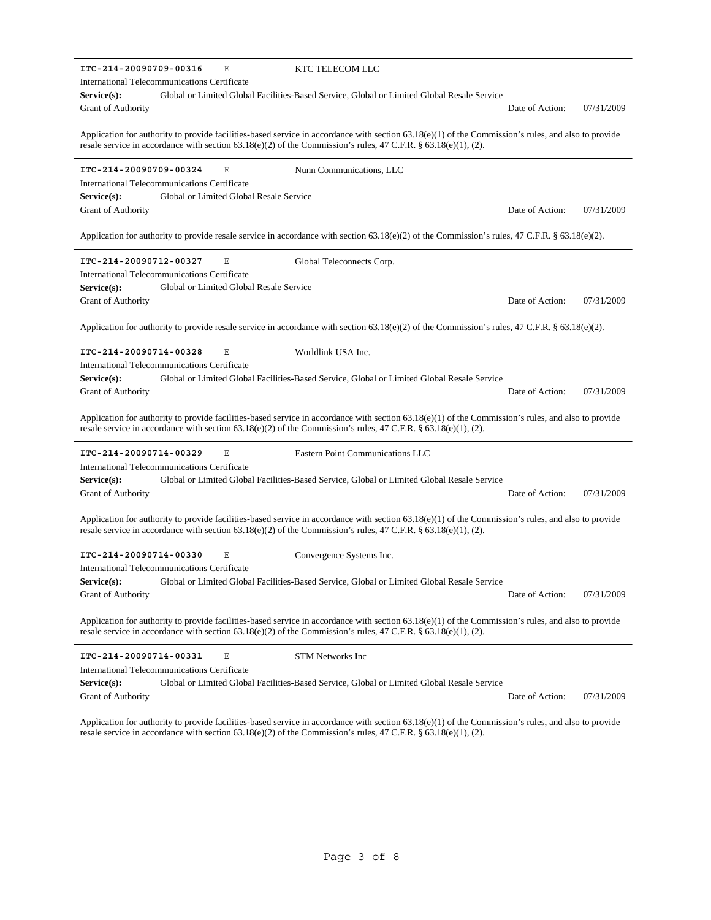**ITC-214-20090709-00316** E KTC TELECOM LLC

International Telecommunications Certificate

**Service(s):** Global or Limited Global Facilities-Based Service, Global or Limited Global Resale Service

Grant of Authority Date of Action: 07/31/2009

Application for authority to provide facilities-based service in accordance with section 63.18(e)(1) of the Commission's rules, and also to provide resale service in accordance with section 63.18(e)(2) of the Commission's rules, 47 C.F.R. § 63.18(e)(1), (2).

---

**ITC-214-20090709-00324** E Nunn Communications, LLC

International Telecommunications Certificate

**Service(s):** Global or Limited Global Resale Service

Grant of Authority Date of Action: 07/31/2009

Application for authority to provide resale service in accordance with section 63.18(e)(2) of the Commission's rules, 47 C.F.R. § 63.18(e)(2).

---

**ITC-214-20090712-00327** E Global Teleconnects Corp.

International Telecommunications Certificate

**Service(s):** Global or Limited Global Resale Service

Grant of Authority Date of Action: 07/31/2009

Application for authority to provide resale service in accordance with section 63.18(e)(2) of the Commission's rules, 47 C.F.R. § 63.18(e)(2).

---

**ITC-214-20090714-00328** E Worldlink USA Inc.

International Telecommunications Certificate

**Service(s):** Global or Limited Global Facilities-Based Service, Global or Limited Global Resale Service

Grant of Authority Date of Action: 07/31/2009

Application for authority to provide facilities-based service in accordance with section 63.18(e)(1) of the Commission's rules, and also to provide resale service in accordance with section 63.18(e)(2) of the Commission's rules, 47 C.F.R. § 63.18(e)(1), (2).

---

**ITC-214-20090714-00329** E Eastern Point Communications LLC

International Telecommunications Certificate

**Service(s):** Global or Limited Global Facilities-Based Service, Global or Limited Global Resale Service

Grant of Authority Date of Action: 07/31/2009

Application for authority to provide facilities-based service in accordance with section 63.18(e)(1) of the Commission's rules, and also to provide resale service in accordance with section 63.18(e)(2) of the Commission's rules, 47 C.F.R. § 63.18(e)(1), (2).

---

**ITC-214-20090714-00330** E Convergence Systems Inc.

International Telecommunications Certificate

**Service(s):** Global or Limited Global Facilities-Based Service, Global or Limited Global Resale Service

Grant of Authority Date of Action: 07/31/2009

Application for authority to provide facilities-based service in accordance with section 63.18(e)(1) of the Commission's rules, and also to provide resale service in accordance with section 63.18(e)(2) of the Commission's rules, 47 C.F.R. § 63.18(e)(1), (2).

---

**ITC-214-20090714-00331** E STM Networks Inc

International Telecommunications Certificate

**Service(s):** Global or Limited Global Facilities-Based Service, Global or Limited Global Resale Service

Grant of Authority Date of Action: 07/31/2009

Application for authority to provide facilities-based service in accordance with section 63.18(e)(1) of the Commission's rules, and also to provide resale service in accordance with section 63.18(e)(2) of the Commission's rules, 47 C.F.R. § 63.18(e)(1), (2).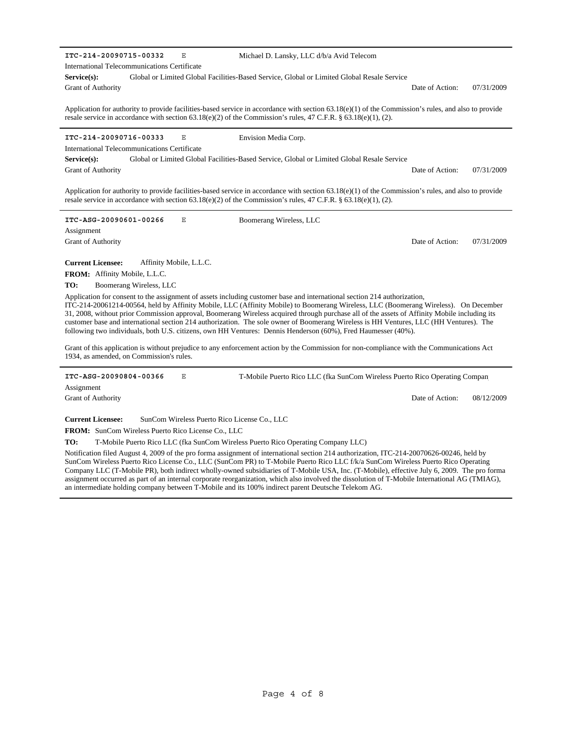---

**ITC-214-20090715-00332** E Michael D. Lansky, LLC d/b/a Avid Telecom

International Telecommunications Certificate

**Service(s):** Global or Limited Global Facilities-Based Service, Global or Limited Global Resale Service

Grant of Authority Date of Action: 07/31/2009

Application for authority to provide facilities-based service in accordance with section 63.18(e)(1) of the Commission's rules, and also to provide resale service in accordance with section 63.18(e)(2) of the Commission's rules, 47 C.F.R. § 63.18(e)(1), (2).

---

**ITC-214-20090716-00333** E Envision Media Corp.

International Telecommunications Certificate

**Service(s):** Global or Limited Global Facilities-Based Service, Global or Limited Global Resale Service

Grant of Authority Date of Action: 07/31/2009

Application for authority to provide facilities-based service in accordance with section 63.18(e)(1) of the Commission's rules, and also to provide resale service in accordance with section 63.18(e)(2) of the Commission's rules, 47 C.F.R. § 63.18(e)(1), (2).

---

**ITC-ASG-20090601-00266** E Boomerang Wireless, LLC

Assignment

Grant of Authority Date of Action: 07/31/2009

**Current Licensee:** Affinity Mobile, L.L.C.

**FROM:** Affinity Mobile, L.L.C.

**TO:** Boomerang Wireless, LLC

Application for consent to the assignment of assets including customer base and international section 214 authorization, ITC-214-20061214-00564, held by Affinity Mobile, LLC (Affinity Mobile) to Boomerang Wireless, LLC (Boomerang Wireless). On December 31, 2008, without prior Commission approval, Boomerang Wireless acquired through purchase all of the assets of Affinity Mobile including its customer base and international section 214 authorization. The sole owner of Boomerang Wireless is HH Ventures, LLC (HH Ventures). The following two individuals, both U.S. citizens, own HH Ventures: Dennis Henderson (60%), Fred Haumesser (40%).

Grant of this application is without prejudice to any enforcement action by the Commission for non-compliance with the Communications Act 1934, as amended, on Commission's rules.

---

**ITC-ASG-20090804-00366** E T-Mobile Puerto Rico LLC (fka SunCom Wireless Puerto Rico Operating Compan

Assignment

Grant of Authority Date of Action: 08/12/2009

**Current Licensee:** SunCom Wireless Puerto Rico License Co., LLC

**FROM:** SunCom Wireless Puerto Rico License Co., LLC

**TO:** T-Mobile Puerto Rico LLC (fka SunCom Wireless Puerto Rico Operating Company LLC)

Notification filed August 4, 2009 of the pro forma assignment of international section 214 authorization, ITC-214-20070626-00246, held by SunCom Wireless Puerto Rico License Co., LLC (SunCom PR) to T-Mobile Puerto Rico LLC f/k/a SunCom Wireless Puerto Rico Operating Company LLC (T-Mobile PR), both indirect wholly-owned subsidiaries of T-Mobile USA, Inc. (T-Mobile), effective July 6, 2009. The pro forma assignment occurred as part of an internal corporate reorganization, which also involved the dissolution of T-Mobile International AG (TMIAG), an intermediate holding company between T-Mobile and its 100% indirect parent Deutsche Telekom AG.

---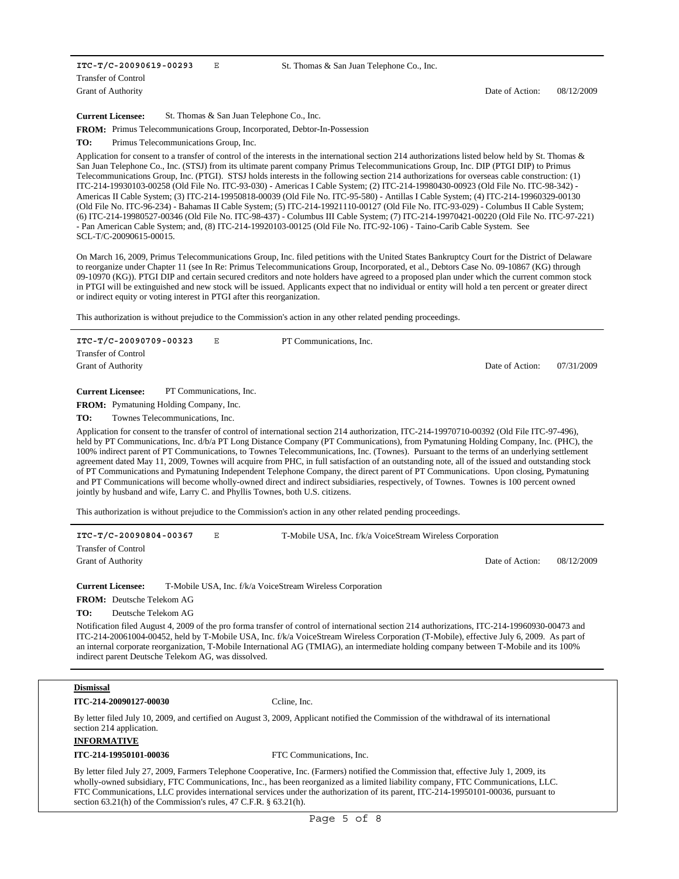**ITC-T/C-20090619-00293** E St. Thomas & San Juan Telephone Co., Inc.

Transfer of Control

Grant of Authority Date of Action: 08/12/2009

**Current Licensee:** St. Thomas & San Juan Telephone Co., Inc.

**FROM:** Primus Telecommunications Group, Incorporated, Debtor-In-Possession

**TO:** Primus Telecommunications Group, Inc.

Application for consent to a transfer of control of the interests in the international section 214 authorizations listed below held by St. Thomas & San Juan Telephone Co., Inc. (STSJ) from its ultimate parent company Primus Telecommunications Group, Inc. DIP (PTGI DIP) to Primus Telecommunications Group, Inc. (PTGI). STSJ holds interests in the following section 214 authorizations for overseas cable construction: (1) ITC-214-19930103-00258 (Old File No. ITC-93-030) - Americas I Cable System; (2) ITC-214-19980430-00923 (Old File No. ITC-98-342) - Americas II Cable System; (3) ITC-214-19950818-00039 (Old File No. ITC-95-580) - Antillas I Cable System; (4) ITC-214-19960329-00130 (Old File No. ITC-96-234) - Bahamas II Cable System; (5) ITC-214-19921110-00127 (Old File No. ITC-93-029) - Columbus II Cable System; (6) ITC-214-19980527-00346 (Old File No. ITC-98-437) - Columbus III Cable System; (7) ITC-214-19970421-00220 (Old File No. ITC-97-221) - Pan American Cable System; and, (8) ITC-214-19920103-00125 (Old File No. ITC-92-106) - Taino-Carib Cable System. See SCL-T/C-20090615-00015.

On March 16, 2009, Primus Telecommunications Group, Inc. filed petitions with the United States Bankruptcy Court for the District of Delaware to reorganize under Chapter 11 (see In Re: Primus Telecommunications Group, Incorporated, et al., Debtors Case No. 09-10867 (KG) through 09-10970 (KG)). PTGI DIP and certain secured creditors and note holders have agreed to a proposed plan under which the current common stock in PTGI will be extinguished and new stock will be issued. Applicants expect that no individual or entity will hold a ten percent or greater direct or indirect equity or voting interest in PTGI after this reorganization.

This authorization is without prejudice to the Commission's action in any other related pending proceedings.

---

**ITC-T/C-20090709-00323** E PT Communications, Inc.

Transfer of Control

Grant of Authority Date of Action: 07/31/2009

**Current Licensee:** PT Communications, Inc.

**FROM:** Pymatuning Holding Company, Inc.

**TO:** Townes Telecommunications, Inc.

Application for consent to the transfer of control of international section 214 authorization, ITC-214-19970710-00392 (Old File ITC-97-496), held by PT Communications, Inc. d/b/a PT Long Distance Company (PT Communications), from Pymatuning Holding Company, Inc. (PHC), the 100% indirect parent of PT Communications, to Townes Telecommunications, Inc. (Townes). Pursuant to the terms of an underlying settlement agreement dated May 11, 2009, Townes will acquire from PHC, in full satisfaction of an outstanding note, all of the issued and outstanding stock of PT Communications and Pymatuning Independent Telephone Company, the direct parent of PT Communications. Upon closing, Pymatuning and PT Communications will become wholly-owned direct and indirect subsidiaries, respectively, of Townes. Townes is 100 percent owned jointly by husband and wife, Larry C. and Phyllis Townes, both U.S. citizens.

This authorization is without prejudice to the Commission's action in any other related pending proceedings.

---

**ITC-T/C-20090804-00367** E T-Mobile USA, Inc. f/k/a VoiceStream Wireless Corporation

Transfer of Control

Grant of Authority Date of Action: 08/12/2009

**Current Licensee:** T-Mobile USA, Inc. f/k/a VoiceStream Wireless Corporation

**FROM:** Deutsche Telekom AG

**TO:** Deutsche Telekom AG

Notification filed August 4, 2009 of the pro forma transfer of control of international section 214 authorizations, ITC-214-19960930-00473 and ITC-214-20061004-00452, held by T-Mobile USA, Inc. f/k/a VoiceStream Wireless Corporation (T-Mobile), effective July 6, 2009. As part of an internal corporate reorganization, T-Mobile International AG (TMIAG), an intermediate holding company between T-Mobile and its 100% indirect parent Deutsche Telekom AG, was dissolved.

---

**Dismissal**

**ITC-214-20090127-00030** Ccline, Inc.

By letter filed July 10, 2009, and certified on August 3, 2009, Applicant notified the Commission of the withdrawal of its international section 214 application.

**INFORMATIVE**

**ITC-214-19950101-00036** FTC Communications, Inc.

By letter filed July 27, 2009, Farmers Telephone Cooperative, Inc. (Farmers) notified the Commission that, effective July 1, 2009, its wholly-owned subsidiary, FTC Communications, Inc., has been reorganized as a limited liability company, FTC Communications, LLC. FTC Communications, LLC provides international services under the authorization of its parent, ITC-214-19950101-00036, pursuant to section 63.21(h) of the Commission's rules, 47 C.F.R. § 63.21(h).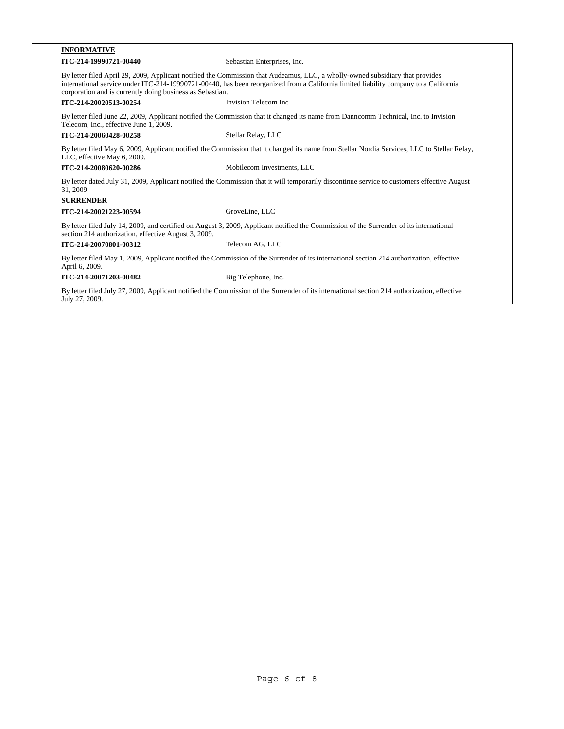**INFORMATIVE**

**ITC-214-19990721-00440** Sebastian Enterprises, Inc.

By letter filed April 29, 2009, Applicant notified the Commission that Audeamus, LLC, a wholly-owned subsidiary that provides international service under ITC-214-19990721-00440, has been reorganized from a California limited liability company to a California corporation and is currently doing business as Sebastian.

**ITC-214-20020513-00254** Invision Telecom Inc

By letter filed June 22, 2009, Applicant notified the Commission that it changed its name from Danncomm Technical, Inc. to Invision Telecom, Inc., effective June 1, 2009.

**ITC-214-20060428-00258** Stellar Relay, LLC

By letter filed May 6, 2009, Applicant notified the Commission that it changed its name from Stellar Nordia Services, LLC to Stellar Relay, LLC, effective May 6, 2009.

**ITC-214-20080620-00286** Mobilecom Investments, LLC

By letter dated July 31, 2009, Applicant notified the Commission that it will temporarily discontinue service to customers effective August 31, 2009.

**SURRENDER**

**ITC-214-20021223-00594** GroveLine, LLC

By letter filed July 14, 2009, and certified on August 3, 2009, Applicant notified the Commission of the Surrender of its international section 214 authorization, effective August 3, 2009.

**ITC-214-20070801-00312** Telecom AG, LLC

By letter filed May 1, 2009, Applicant notified the Commission of the Surrender of its international section 214 authorization, effective April 6, 2009.

**ITC-214-20071203-00482** Big Telephone, Inc.

By letter filed July 27, 2009, Applicant notified the Commission of the Surrender of its international section 214 authorization, effective July 27, 2009.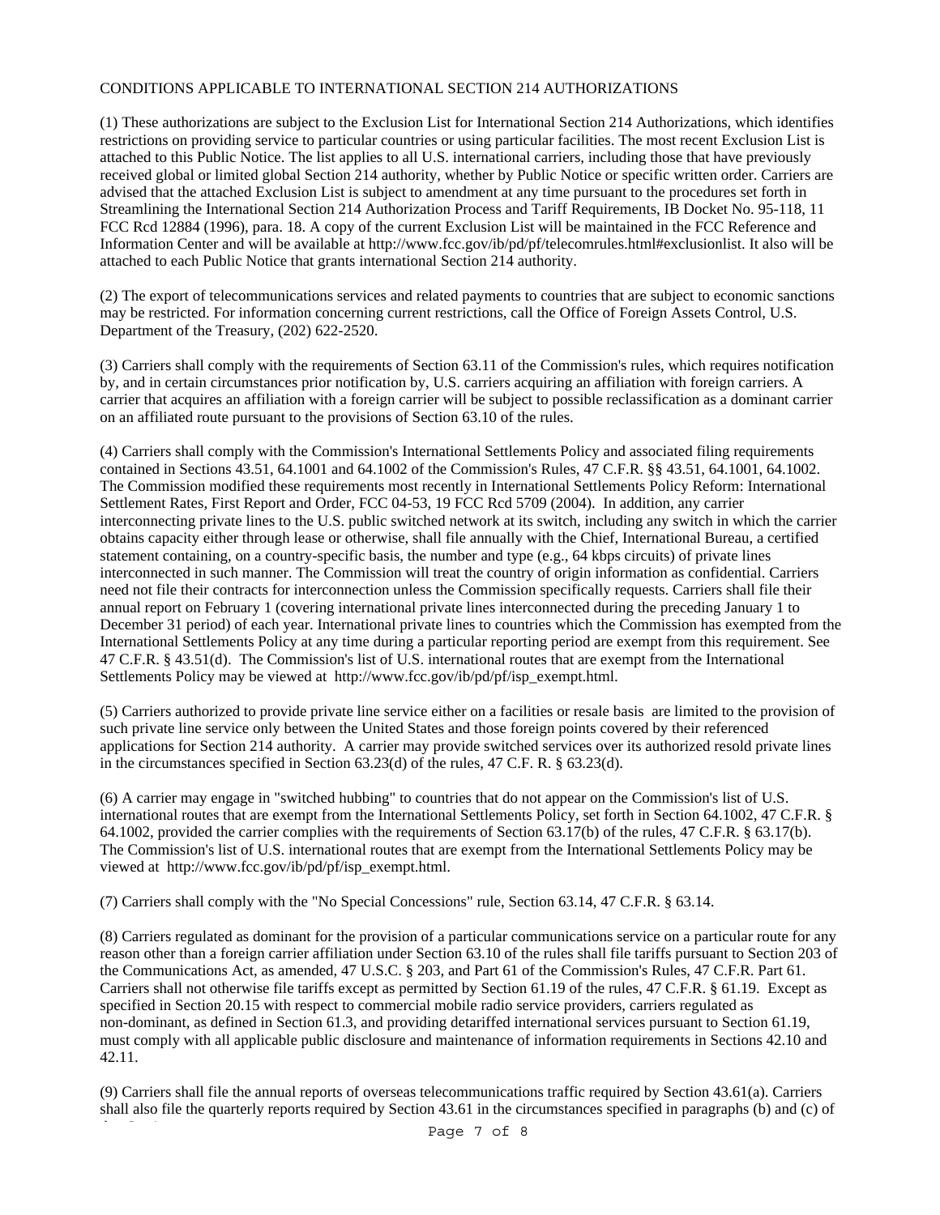CONDITIONS APPLICABLE TO INTERNATIONAL SECTION 214 AUTHORIZATIONS

(1) These authorizations are subject to the Exclusion List for International Section 214 Authorizations, which identifies restrictions on providing service to particular countries or using particular facilities. The most recent Exclusion List is attached to this Public Notice. The list applies to all U.S. international carriers, including those that have previously received global or limited global Section 214 authority, whether by Public Notice or specific written order. Carriers are advised that the attached Exclusion List is subject to amendment at any time pursuant to the procedures set forth in Streamlining the International Section 214 Authorization Process and Tariff Requirements, IB Docket No. 95-118, 11 FCC Rcd 12884 (1996), para. 18. A copy of the current Exclusion List will be maintained in the FCC Reference and Information Center and will be available at http://www.fcc.gov/ib/pd/pf/telecomrules.html#exclusionlist. It also will be attached to each Public Notice that grants international Section 214 authority.

(2) The export of telecommunications services and related payments to countries that are subject to economic sanctions may be restricted. For information concerning current restrictions, call the Office of Foreign Assets Control, U.S. Department of the Treasury, (202) 622-2520.

(3) Carriers shall comply with the requirements of Section 63.11 of the Commission's rules, which requires notification by, and in certain circumstances prior notification by, U.S. carriers acquiring an affiliation with foreign carriers. A carrier that acquires an affiliation with a foreign carrier will be subject to possible reclassification as a dominant carrier on an affiliated route pursuant to the provisions of Section 63.10 of the rules.

(4) Carriers shall comply with the Commission's International Settlements Policy and associated filing requirements contained in Sections 43.51, 64.1001 and 64.1002 of the Commission's Rules, 47 C.F.R. §§ 43.51, 64.1001, 64.1002. The Commission modified these requirements most recently in International Settlements Policy Reform: International Settlement Rates, First Report and Order, FCC 04-53, 19 FCC Rcd 5709 (2004). In addition, any carrier interconnecting private lines to the U.S. public switched network at its switch, including any switch in which the carrier obtains capacity either through lease or otherwise, shall file annually with the Chief, International Bureau, a certified statement containing, on a country-specific basis, the number and type (e.g., 64 kbps circuits) of private lines interconnected in such manner. The Commission will treat the country of origin information as confidential. Carriers need not file their contracts for interconnection unless the Commission specifically requests. Carriers shall file their annual report on February 1 (covering international private lines interconnected during the preceding January 1 to December 31 period) of each year. International private lines to countries which the Commission has exempted from the International Settlements Policy at any time during a particular reporting period are exempt from this requirement. See 47 C.F.R. § 43.51(d). The Commission's list of U.S. international routes that are exempt from the International Settlements Policy may be viewed at http://www.fcc.gov/ib/pd/pf/isp_exempt.html.

(5) Carriers authorized to provide private line service either on a facilities or resale basis are limited to the provision of such private line service only between the United States and those foreign points covered by their referenced applications for Section 214 authority. A carrier may provide switched services over its authorized resold private lines in the circumstances specified in Section 63.23(d) of the rules, 47 C.F. R. § 63.23(d).

(6) A carrier may engage in "switched hubbing" to countries that do not appear on the Commission's list of U.S. international routes that are exempt from the International Settlements Policy, set forth in Section 64.1002, 47 C.F.R. § 64.1002, provided the carrier complies with the requirements of Section 63.17(b) of the rules, 47 C.F.R. § 63.17(b). The Commission's list of U.S. international routes that are exempt from the International Settlements Policy may be viewed at http://www.fcc.gov/ib/pd/pf/isp_exempt.html.

(7) Carriers shall comply with the "No Special Concessions" rule, Section 63.14, 47 C.F.R. § 63.14.

(8) Carriers regulated as dominant for the provision of a particular communications service on a particular route for any reason other than a foreign carrier affiliation under Section 63.10 of the rules shall file tariffs pursuant to Section 203 of the Communications Act, as amended, 47 U.S.C. § 203, and Part 61 of the Commission's Rules, 47 C.F.R. Part 61. Carriers shall not otherwise file tariffs except as permitted by Section 61.19 of the rules, 47 C.F.R. § 61.19. Except as specified in Section 20.15 with respect to commercial mobile radio service providers, carriers regulated as non-dominant, as defined in Section 61.3, and providing detariffed international services pursuant to Section 61.19, must comply with all applicable public disclosure and maintenance of information requirements in Sections 42.10 and 42.11.

(9) Carriers shall file the annual reports of overseas telecommunications traffic required by Section 43.61(a). Carriers shall also file the quarterly reports required by Section 43.61 in the circumstances specified in paragraphs (b) and (c) of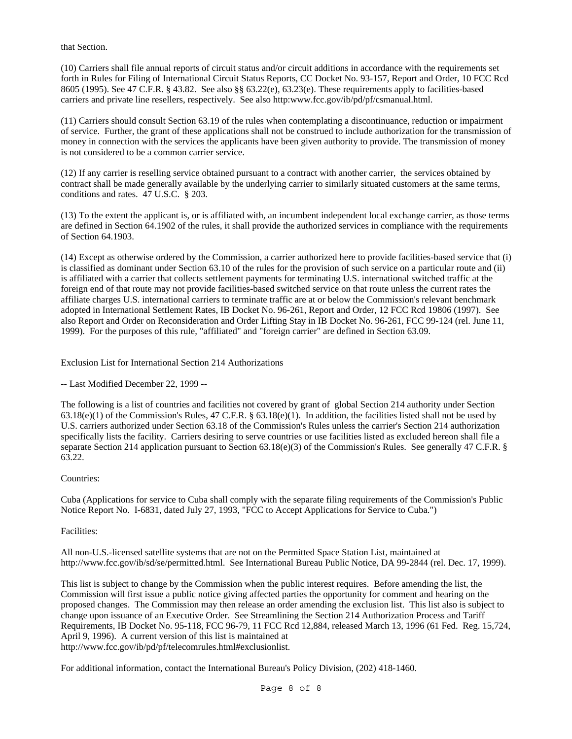that Section.

(10) Carriers shall file annual reports of circuit status and/or circuit additions in accordance with the requirements set forth in Rules for Filing of International Circuit Status Reports, CC Docket No. 93-157, Report and Order, 10 FCC Rcd 8605 (1995). See 47 C.F.R. § 43.82. See also §§ 63.22(e), 63.23(e). These requirements apply to facilities-based carriers and private line resellers, respectively. See also http:www.fcc.gov/ib/pd/pf/csmanual.html.

(11) Carriers should consult Section 63.19 of the rules when contemplating a discontinuance, reduction or impairment of service. Further, the grant of these applications shall not be construed to include authorization for the transmission of money in connection with the services the applicants have been given authority to provide. The transmission of money is not considered to be a common carrier service.

(12) If any carrier is reselling service obtained pursuant to a contract with another carrier, the services obtained by contract shall be made generally available by the underlying carrier to similarly situated customers at the same terms, conditions and rates. 47 U.S.C. § 203.

(13) To the extent the applicant is, or is affiliated with, an incumbent independent local exchange carrier, as those terms are defined in Section 64.1902 of the rules, it shall provide the authorized services in compliance with the requirements of Section 64.1903.

(14) Except as otherwise ordered by the Commission, a carrier authorized here to provide facilities-based service that (i) is classified as dominant under Section 63.10 of the rules for the provision of such service on a particular route and (ii) is affiliated with a carrier that collects settlement payments for terminating U.S. international switched traffic at the foreign end of that route may not provide facilities-based switched service on that route unless the current rates the affiliate charges U.S. international carriers to terminate traffic are at or below the Commission's relevant benchmark adopted in International Settlement Rates, IB Docket No. 96-261, Report and Order, 12 FCC Rcd 19806 (1997). See also Report and Order on Reconsideration and Order Lifting Stay in IB Docket No. 96-261, FCC 99-124 (rel. June 11, 1999). For the purposes of this rule, "affiliated" and "foreign carrier" are defined in Section 63.09.

Exclusion List for International Section 214 Authorizations

-- Last Modified December 22, 1999 --

The following is a list of countries and facilities not covered by grant of global Section 214 authority under Section 63.18(e)(1) of the Commission's Rules, 47 C.F.R. § 63.18(e)(1). In addition, the facilities listed shall not be used by U.S. carriers authorized under Section 63.18 of the Commission's Rules unless the carrier's Section 214 authorization specifically lists the facility. Carriers desiring to serve countries or use facilities listed as excluded hereon shall file a separate Section 214 application pursuant to Section 63.18(e)(3) of the Commission's Rules. See generally 47 C.F.R. § 63.22.

Countries:

Cuba (Applications for service to Cuba shall comply with the separate filing requirements of the Commission's Public Notice Report No. I-6831, dated July 27, 1993, "FCC to Accept Applications for Service to Cuba.")

Facilities:

All non-U.S.-licensed satellite systems that are not on the Permitted Space Station List, maintained at http://www.fcc.gov/ib/sd/se/permitted.html. See International Bureau Public Notice, DA 99-2844 (rel. Dec. 17, 1999).

This list is subject to change by the Commission when the public interest requires. Before amending the list, the Commission will first issue a public notice giving affected parties the opportunity for comment and hearing on the proposed changes. The Commission may then release an order amending the exclusion list. This list also is subject to change upon issuance of an Executive Order. See Streamlining the Section 214 Authorization Process and Tariff Requirements, IB Docket No. 95-118, FCC 96-79, 11 FCC Rcd 12,884, released March 13, 1996 (61 Fed. Reg. 15,724, April 9, 1996). A current version of this list is maintained at http://www.fcc.gov/ib/pd/pf/telecomrules.html#exclusionlist.

For additional information, contact the International Bureau's Policy Division, (202) 418-1460.